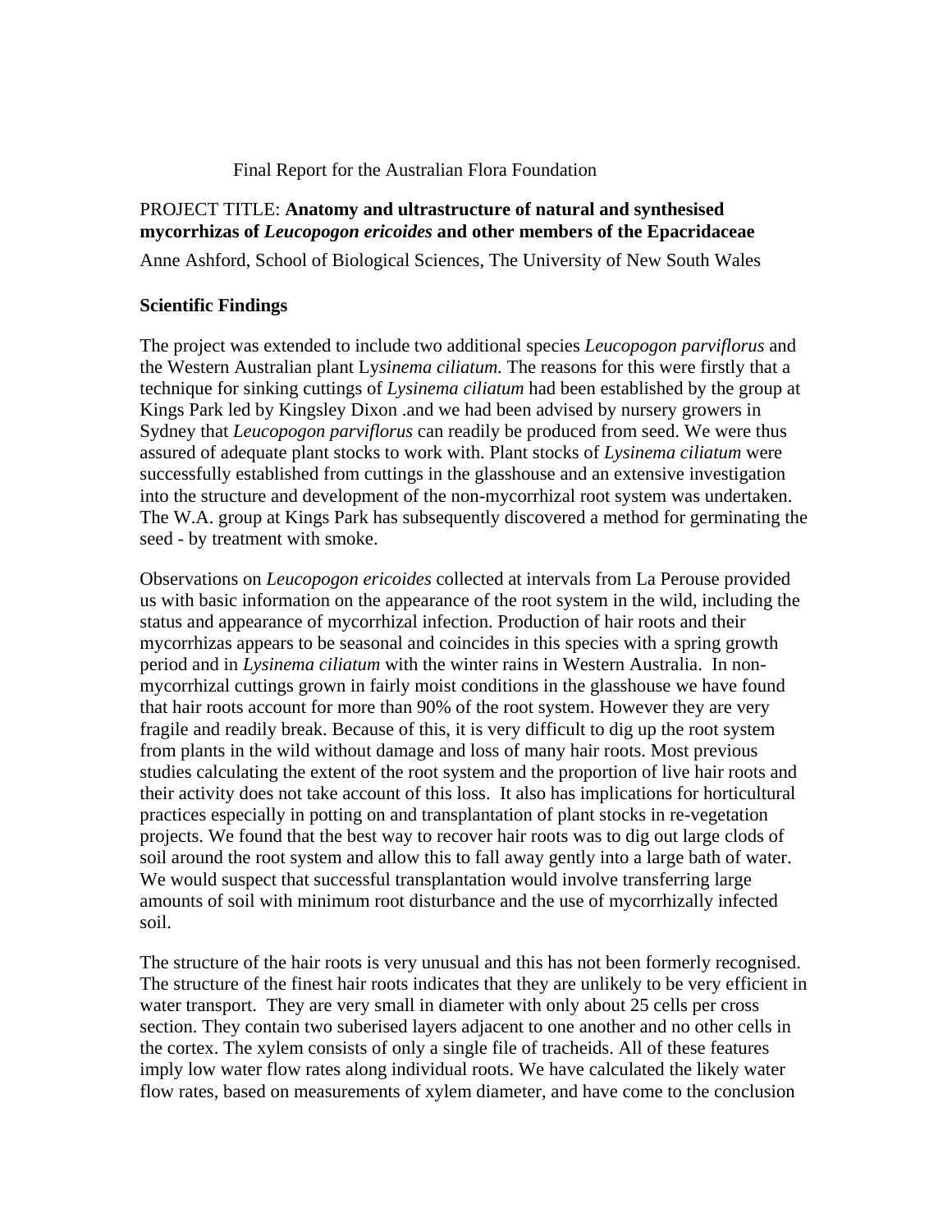Final Report for the Australian Flora Foundation

PROJECT TITLE: **Anatomy and ultrastructure of natural and synthesised mycorrhizas of *Leucopogon ericoides* and other members of the Epacridaceae**

Anne Ashford, School of Biological Sciences, The University of New South Wales

## Scientific Findings

The project was extended to include two additional species *Leucopogon parviflorus* and the Western Australian plant L*ysinema ciliatum.* The reasons for this were firstly that a technique for sinking cuttings of *Lysinema ciliatum* had been established by the group at Kings Park led by Kingsley Dixon .and we had been advised by nursery growers in Sydney that *Leucopogon parviflorus* can readily be produced from seed. We were thus assured of adequate plant stocks to work with. Plant stocks of *Lysinema ciliatum* were successfully established from cuttings in the glasshouse and an extensive investigation into the structure and development of the non-mycorrhizal root system was undertaken. The W.A. group at Kings Park has subsequently discovered a method for germinating the seed - by treatment with smoke.

Observations on *Leucopogon ericoides* collected at intervals from La Perouse provided us with basic information on the appearance of the root system in the wild, including the status and appearance of mycorrhizal infection. Production of hair roots and their mycorrhizas appears to be seasonal and coincides in this species with a spring growth period and in *Lysinema ciliatum* with the winter rains in Western Australia. In non-mycorrhizal cuttings grown in fairly moist conditions in the glasshouse we have found that hair roots account for more than 90% of the root system. However they are very fragile and readily break. Because of this, it is very difficult to dig up the root system from plants in the wild without damage and loss of many hair roots. Most previous studies calculating the extent of the root system and the proportion of live hair roots and their activity does not take account of this loss. It also has implications for horticultural practices especially in potting on and transplantation of plant stocks in re-vegetation projects. We found that the best way to recover hair roots was to dig out large clods of soil around the root system and allow this to fall away gently into a large bath of water. We would suspect that successful transplantation would involve transferring large amounts of soil with minimum root disturbance and the use of mycorrhizally infected soil.

The structure of the hair roots is very unusual and this has not been formerly recognised. The structure of the finest hair roots indicates that they are unlikely to be very efficient in water transport. They are very small in diameter with only about 25 cells per cross section. They contain two suberised layers adjacent to one another and no other cells in the cortex. The xylem consists of only a single file of tracheids. All of these features imply low water flow rates along individual roots. We have calculated the likely water flow rates, based on measurements of xylem diameter, and have come to the conclusion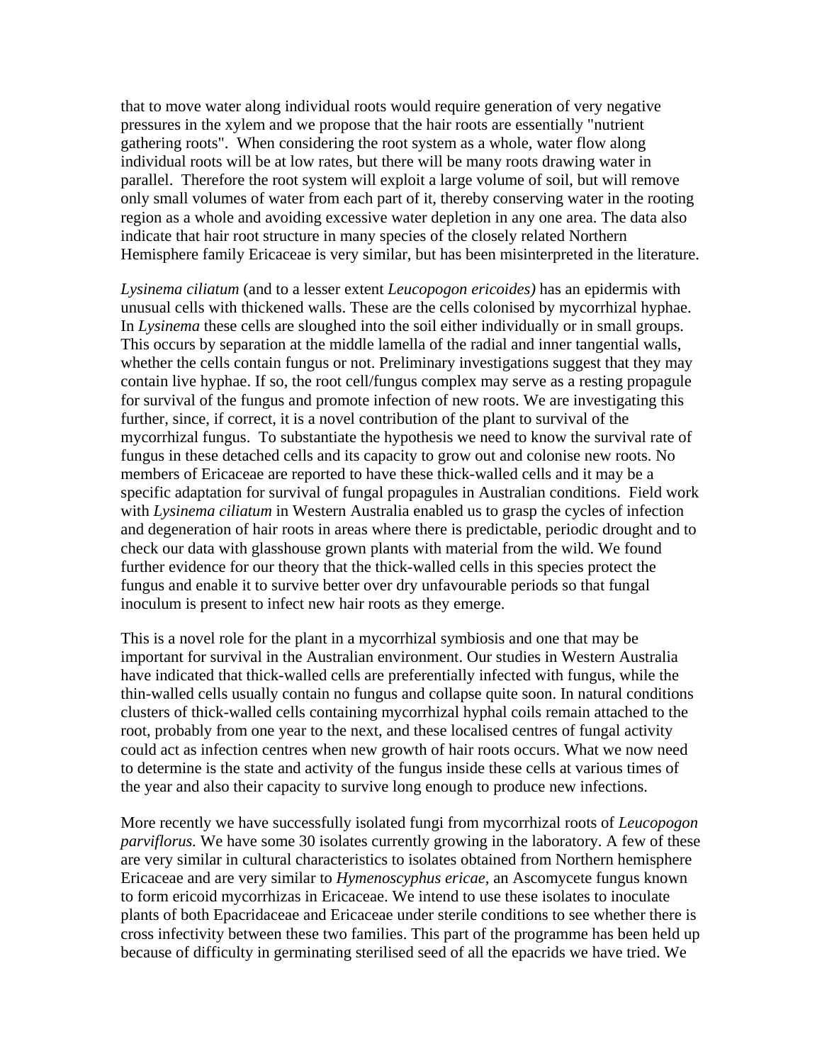that to move water along individual roots would require generation of very negative pressures in the xylem and we propose that the hair roots are essentially "nutrient gathering roots". When considering the root system as a whole, water flow along individual roots will be at low rates, but there will be many roots drawing water in parallel. Therefore the root system will exploit a large volume of soil, but will remove only small volumes of water from each part of it, thereby conserving water in the rooting region as a whole and avoiding excessive water depletion in any one area. The data also indicate that hair root structure in many species of the closely related Northern Hemisphere family Ericaceae is very similar, but has been misinterpreted in the literature.

*Lysinema ciliatum* (and to a lesser extent *Leucopogon ericoides)* has an epidermis with unusual cells with thickened walls. These are the cells colonised by mycorrhizal hyphae. In *Lysinema* these cells are sloughed into the soil either individually or in small groups. This occurs by separation at the middle lamella of the radial and inner tangential walls, whether the cells contain fungus or not. Preliminary investigations suggest that they may contain live hyphae. If so, the root cell/fungus complex may serve as a resting propagule for survival of the fungus and promote infection of new roots. We are investigating this further, since, if correct, it is a novel contribution of the plant to survival of the mycorrhizal fungus. To substantiate the hypothesis we need to know the survival rate of fungus in these detached cells and its capacity to grow out and colonise new roots. No members of Ericaceae are reported to have these thick-walled cells and it may be a specific adaptation for survival of fungal propagules in Australian conditions. Field work with *Lysinema ciliatum* in Western Australia enabled us to grasp the cycles of infection and degeneration of hair roots in areas where there is predictable, periodic drought and to check our data with glasshouse grown plants with material from the wild. We found further evidence for our theory that the thick-walled cells in this species protect the fungus and enable it to survive better over dry unfavourable periods so that fungal inoculum is present to infect new hair roots as they emerge.

This is a novel role for the plant in a mycorrhizal symbiosis and one that may be important for survival in the Australian environment. Our studies in Western Australia have indicated that thick-walled cells are preferentially infected with fungus, while the thin-walled cells usually contain no fungus and collapse quite soon. In natural conditions clusters of thick-walled cells containing mycorrhizal hyphal coils remain attached to the root, probably from one year to the next, and these localised centres of fungal activity could act as infection centres when new growth of hair roots occurs. What we now need to determine is the state and activity of the fungus inside these cells at various times of the year and also their capacity to survive long enough to produce new infections.

More recently we have successfully isolated fungi from mycorrhizal roots of *Leucopogon parviflorus.* We have some 30 isolates currently growing in the laboratory. A few of these are very similar in cultural characteristics to isolates obtained from Northern hemisphere Ericaceae and are very similar to *Hymenoscyphus ericae,* an Ascomycete fungus known to form ericoid mycorrhizas in Ericaceae. We intend to use these isolates to inoculate plants of both Epacridaceae and Ericaceae under sterile conditions to see whether there is cross infectivity between these two families. This part of the programme has been held up because of difficulty in germinating sterilised seed of all the epacrids we have tried. We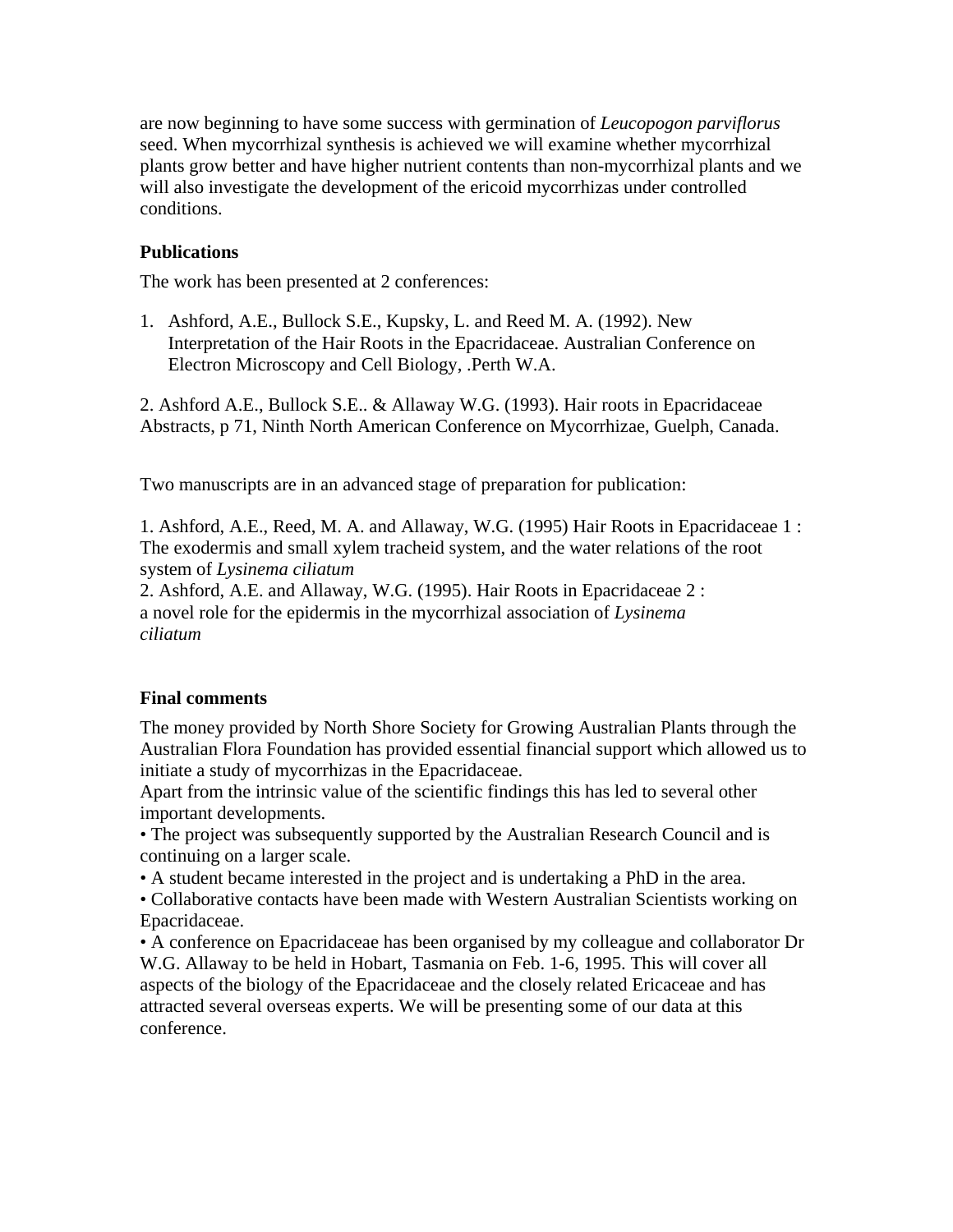are now beginning to have some success with germination of *Leucopogon parviflorus* seed. When mycorrhizal synthesis is achieved we will examine whether mycorrhizal plants grow better and have higher nutrient contents than non-mycorrhizal plants and we will also investigate the development of the ericoid mycorrhizas under controlled conditions.

### Publications

The work has been presented at 2 conferences:

1. Ashford, A.E., Bullock S.E., Kupsky, L. and Reed M. A. (1992). New Interpretation of the Hair Roots in the Epacridaceae. Australian Conference on Electron Microscopy and Cell Biology, .Perth W.A.

2. Ashford A.E., Bullock S.E.. & Allaway W.G. (1993). Hair roots in Epacridaceae Abstracts, p 71, Ninth North American Conference on Mycorrhizae, Guelph, Canada.

Two manuscripts are in an advanced stage of preparation for publication:

1. Ashford, A.E., Reed, M. A. and Allaway, W.G. (1995) Hair Roots in Epacridaceae 1 : The exodermis and small xylem tracheid system, and the water relations of the root system of *Lysinema ciliatum*
2. Ashford, A.E. and Allaway, W.G. (1995). Hair Roots in Epacridaceae 2 : a novel role for the epidermis in the mycorrhizal association of *Lysinema ciliatum*

### Final comments

The money provided by North Shore Society for Growing Australian Plants through the Australian Flora Foundation has provided essential financial support which allowed us to initiate a study of mycorrhizas in the Epacridaceae.
Apart from the intrinsic value of the scientific findings this has led to several other important developments.

- The project was subsequently supported by the Australian Research Council and is continuing on a larger scale.
- A student became interested in the project and is undertaking a PhD in the area.
- Collaborative contacts have been made with Western Australian Scientists working on Epacridaceae.
- A conference on Epacridaceae has been organised by my colleague and collaborator Dr W.G. Allaway to be held in Hobart, Tasmania on Feb. 1-6, 1995. This will cover all aspects of the biology of the Epacridaceae and the closely related Ericaceae and has attracted several overseas experts. We will be presenting some of our data at this conference.